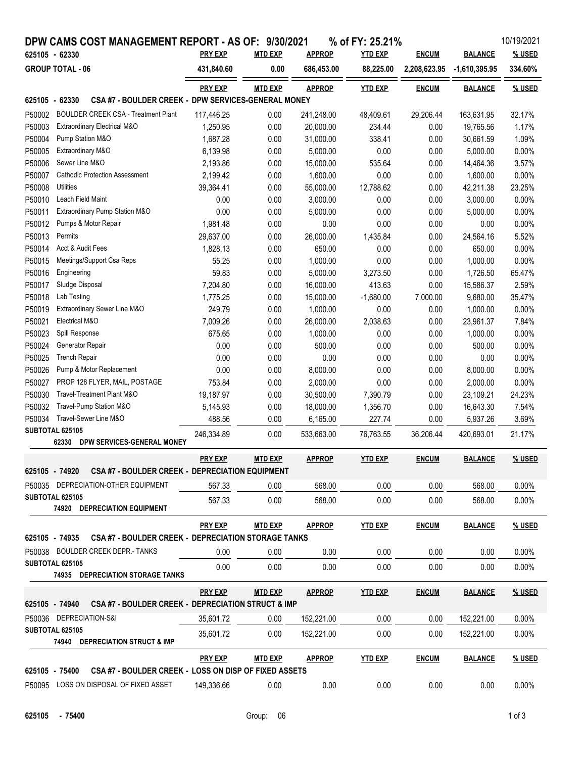# DPW CAMS COST MANAGEMENT REPORT - AS OF: 9/30/2021 % of FY: 25.21%

10/19/2021

| 625105 - 62330 | PRY EXP | MTD EXP | APPROP | YTD EXP | ENCUM | BALANCE | % USED |
|---|---|---|---|---|---|---|---|
| **GROUP TOTAL - 06** | 431,840.60 | 0.00 | 686,453.00 | 88,225.00 | 2,208,623.95 | -1,610,395.95 | 334.60% |

## 625105 - 62330 CSA #7 - BOULDER CREEK - DPW SERVICES-GENERAL MONEY

| | | PRY EXP | MTD EXP | APPROP | YTD EXP | ENCUM | BALANCE | % USED |
|---|---|---|---|---|---|---|---|---|
| P50002 | BOULDER CREEK CSA - Treatment Plant | 117,446.25 | 0.00 | 241,248.00 | 48,409.61 | 29,206.44 | 163,631.95 | 32.17% |
| P50003 | Extraordinary Electrical M&O | 1,250.95 | 0.00 | 20,000.00 | 234.44 | 0.00 | 19,765.56 | 1.17% |
| P50004 | Pump Station M&O | 1,687.28 | 0.00 | 31,000.00 | 338.41 | 0.00 | 30,661.59 | 1.09% |
| P50005 | Extraordinary M&O | 6,139.98 | 0.00 | 5,000.00 | 0.00 | 0.00 | 5,000.00 | 0.00% |
| P50006 | Sewer Line M&O | 2,193.86 | 0.00 | 15,000.00 | 535.64 | 0.00 | 14,464.36 | 3.57% |
| P50007 | Cathodic Protection Assessment | 2,199.42 | 0.00 | 1,600.00 | 0.00 | 0.00 | 1,600.00 | 0.00% |
| P50008 | Utilities | 39,364.41 | 0.00 | 55,000.00 | 12,788.62 | 0.00 | 42,211.38 | 23.25% |
| P50010 | Leach Field Maint | 0.00 | 0.00 | 3,000.00 | 0.00 | 0.00 | 3,000.00 | 0.00% |
| P50011 | Extraordinary Pump Station M&O | 0.00 | 0.00 | 5,000.00 | 0.00 | 0.00 | 5,000.00 | 0.00% |
| P50012 | Pumps & Motor Repair | 1,981.48 | 0.00 | 0.00 | 0.00 | 0.00 | 0.00 | 0.00% |
| P50013 | Permits | 29,637.00 | 0.00 | 26,000.00 | 1,435.84 | 0.00 | 24,564.16 | 5.52% |
| P50014 | Acct & Audit Fees | 1,828.13 | 0.00 | 650.00 | 0.00 | 0.00 | 650.00 | 0.00% |
| P50015 | Meetings/Support Csa Reps | 55.25 | 0.00 | 1,000.00 | 0.00 | 0.00 | 1,000.00 | 0.00% |
| P50016 | Engineering | 59.83 | 0.00 | 5,000.00 | 3,273.50 | 0.00 | 1,726.50 | 65.47% |
| P50017 | Sludge Disposal | 7,204.80 | 0.00 | 16,000.00 | 413.63 | 0.00 | 15,586.37 | 2.59% |
| P50018 | Lab Testing | 1,775.25 | 0.00 | 15,000.00 | -1,680.00 | 7,000.00 | 9,680.00 | 35.47% |
| P50019 | Extraordinary Sewer Line M&O | 249.79 | 0.00 | 1,000.00 | 0.00 | 0.00 | 1,000.00 | 0.00% |
| P50021 | Electrical M&O | 7,009.26 | 0.00 | 26,000.00 | 2,038.63 | 0.00 | 23,961.37 | 7.84% |
| P50023 | Spill Response | 675.65 | 0.00 | 1,000.00 | 0.00 | 0.00 | 1,000.00 | 0.00% |
| P50024 | Generator Repair | 0.00 | 0.00 | 500.00 | 0.00 | 0.00 | 500.00 | 0.00% |
| P50025 | Trench Repair | 0.00 | 0.00 | 0.00 | 0.00 | 0.00 | 0.00 | 0.00% |
| P50026 | Pump & Motor Replacement | 0.00 | 0.00 | 8,000.00 | 0.00 | 0.00 | 8,000.00 | 0.00% |
| P50027 | PROP 128 FLYER, MAIL, POSTAGE | 753.84 | 0.00 | 2,000.00 | 0.00 | 0.00 | 2,000.00 | 0.00% |
| P50030 | Travel-Treatment Plant M&O | 19,187.97 | 0.00 | 30,500.00 | 7,390.79 | 0.00 | 23,109.21 | 24.23% |
| P50032 | Travel-Pump Station M&O | 5,145.93 | 0.00 | 18,000.00 | 1,356.70 | 0.00 | 16,643.30 | 7.54% |
| P50034 | Travel-Sewer Line M&O | 488.56 | 0.00 | 6,165.00 | 227.74 | 0.00 | 5,937.26 | 3.69% |
| **SUBTOTAL 625105** | **62330 DPW SERVICES-GENERAL MONEY** | 246,334.89 | 0.00 | 533,663.00 | 76,763.55 | 36,206.44 | 420,693.01 | 21.17% |

## 625105 - 74920 CSA #7 - BOULDER CREEK - DEPRECIATION EQUIPMENT

| | | PRY EXP | MTD EXP | APPROP | YTD EXP | ENCUM | BALANCE | % USED |
|---|---|---|---|---|---|---|---|---|
| P50035 | DEPRECIATION-OTHER EQUIPMENT | 567.33 | 0.00 | 568.00 | 0.00 | 0.00 | 568.00 | 0.00% |
| **SUBTOTAL 625105** | **74920 DEPRECIATION EQUIPMENT** | 567.33 | 0.00 | 568.00 | 0.00 | 0.00 | 568.00 | 0.00% |

## 625105 - 74935 CSA #7 - BOULDER CREEK - DEPRECIATION STORAGE TANKS

| | | PRY EXP | MTD EXP | APPROP | YTD EXP | ENCUM | BALANCE | % USED |
|---|---|---|---|---|---|---|---|---|
| P50038 | BOULDER CREEK DEPR.- TANKS | 0.00 | 0.00 | 0.00 | 0.00 | 0.00 | 0.00 | 0.00% |
| **SUBTOTAL 625105** | **74935 DEPRECIATION STORAGE TANKS** | 0.00 | 0.00 | 0.00 | 0.00 | 0.00 | 0.00 | 0.00% |

## 625105 - 74940 CSA #7 - BOULDER CREEK - DEPRECIATION STRUCT & IMP

| | | PRY EXP | MTD EXP | APPROP | YTD EXP | ENCUM | BALANCE | % USED |
|---|---|---|---|---|---|---|---|---|
| P50036 | DEPRECIATION-S&I | 35,601.72 | 0.00 | 152,221.00 | 0.00 | 0.00 | 152,221.00 | 0.00% |
| **SUBTOTAL 625105** | **74940 DEPRECIATION STRUCT & IMP** | 35,601.72 | 0.00 | 152,221.00 | 0.00 | 0.00 | 152,221.00 | 0.00% |

## 625105 - 75400 CSA #7 - BOULDER CREEK - LOSS ON DISP OF FIXED ASSETS

| | | PRY EXP | MTD EXP | APPROP | YTD EXP | ENCUM | BALANCE | % USED |
|---|---|---|---|---|---|---|---|---|
| P50095 | LOSS ON DISPOSAL OF FIXED ASSET | 149,336.66 | 0.00 | 0.00 | 0.00 | 0.00 | 0.00 | 0.00% |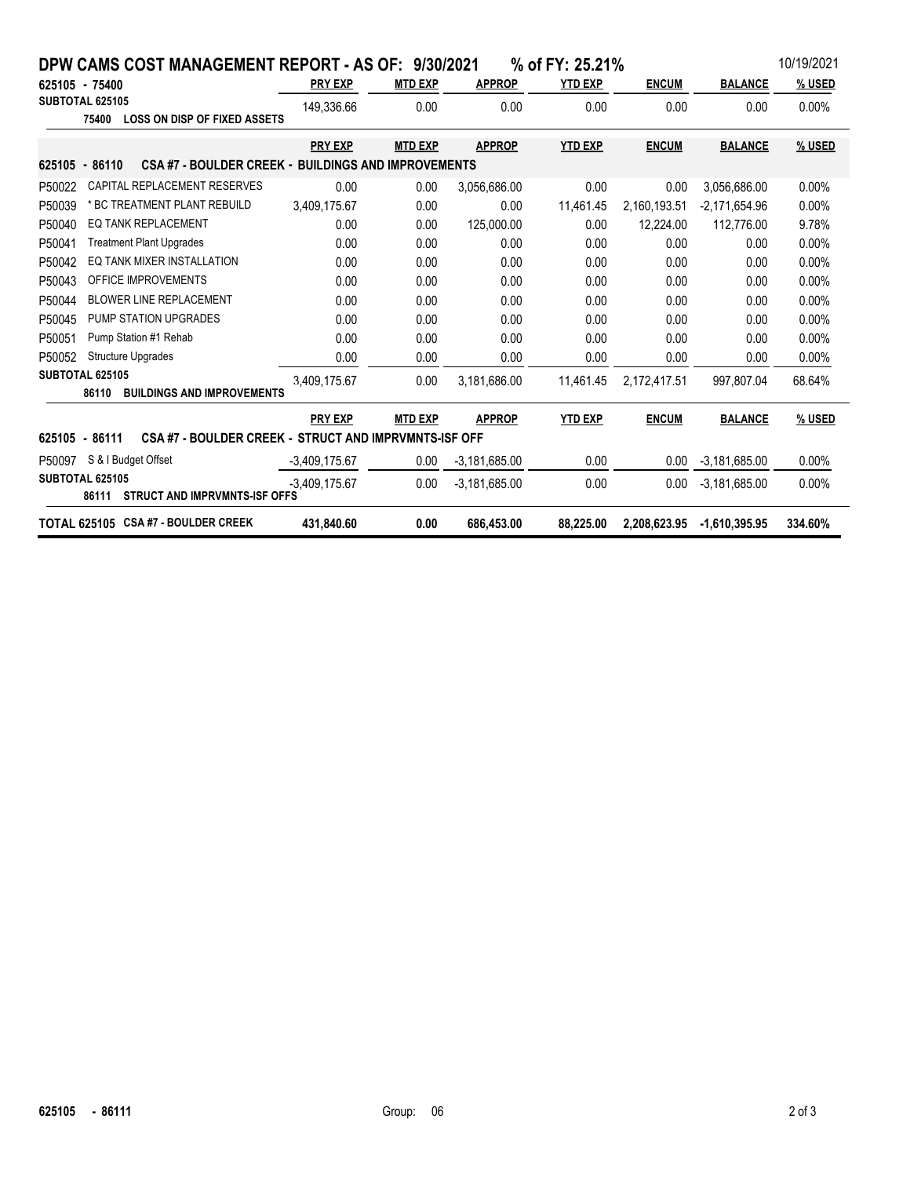## DPW CAMS COST MANAGEMENT REPORT - AS OF: 9/30/2021 % of FY: 25.21% 10/19/2021

| 625105 - 75400 | PRY EXP | MTD EXP | APPROP | YTD EXP | ENCUM | BALANCE | % USED |
|---|---|---|---|---|---|---|---|
| **SUBTOTAL 625105** 75400 LOSS ON DISP OF FIXED ASSETS | 149,336.66 | 0.00 | 0.00 | 0.00 | 0.00 | 0.00 | 0.00% |

| 625105 - 86110 CSA #7 - BOULDER CREEK - BUILDINGS AND IMPROVEMENTS | PRY EXP | MTD EXP | APPROP | YTD EXP | ENCUM | BALANCE | % USED |
|---|---|---|---|---|---|---|---|
| P50022 CAPITAL REPLACEMENT RESERVES | 0.00 | 0.00 | 3,056,686.00 | 0.00 | 0.00 | 3,056,686.00 | 0.00% |
| P50039 * BC TREATMENT PLANT REBUILD | 3,409,175.67 | 0.00 | 0.00 | 11,461.45 | 2,160,193.51 | -2,171,654.96 | 0.00% |
| P50040 EQ TANK REPLACEMENT | 0.00 | 0.00 | 125,000.00 | 0.00 | 12,224.00 | 112,776.00 | 9.78% |
| P50041 Treatment Plant Upgrades | 0.00 | 0.00 | 0.00 | 0.00 | 0.00 | 0.00 | 0.00% |
| P50042 EQ TANK MIXER INSTALLATION | 0.00 | 0.00 | 0.00 | 0.00 | 0.00 | 0.00 | 0.00% |
| P50043 OFFICE IMPROVEMENTS | 0.00 | 0.00 | 0.00 | 0.00 | 0.00 | 0.00 | 0.00% |
| P50044 BLOWER LINE REPLACEMENT | 0.00 | 0.00 | 0.00 | 0.00 | 0.00 | 0.00 | 0.00% |
| P50045 PUMP STATION UPGRADES | 0.00 | 0.00 | 0.00 | 0.00 | 0.00 | 0.00 | 0.00% |
| P50051 Pump Station #1 Rehab | 0.00 | 0.00 | 0.00 | 0.00 | 0.00 | 0.00 | 0.00% |
| P50052 Structure Upgrades | 0.00 | 0.00 | 0.00 | 0.00 | 0.00 | 0.00 | 0.00% |
| **SUBTOTAL 625105** 86110 BUILDINGS AND IMPROVEMENTS | 3,409,175.67 | 0.00 | 3,181,686.00 | 11,461.45 | 2,172,417.51 | 997,807.04 | 68.64% |

| 625105 - 86111 CSA #7 - BOULDER CREEK - STRUCT AND IMPRVMNTS-ISF OFF | PRY EXP | MTD EXP | APPROP | YTD EXP | ENCUM | BALANCE | % USED |
|---|---|---|---|---|---|---|---|
| P50097 S & I Budget Offset | -3,409,175.67 | 0.00 | -3,181,685.00 | 0.00 | 0.00 | -3,181,685.00 | 0.00% |
| **SUBTOTAL 625105** 86111 STRUCT AND IMPRVMNTS-ISF OFFS | -3,409,175.67 | 0.00 | -3,181,685.00 | 0.00 | 0.00 | -3,181,685.00 | 0.00% |
| **TOTAL 625105 CSA #7 - BOULDER CREEK** | **431,840.60** | **0.00** | **686,453.00** | **88,225.00** | **2,208,623.95** | **-1,610,395.95** | **334.60%** |

625105 - 86111 Group: 06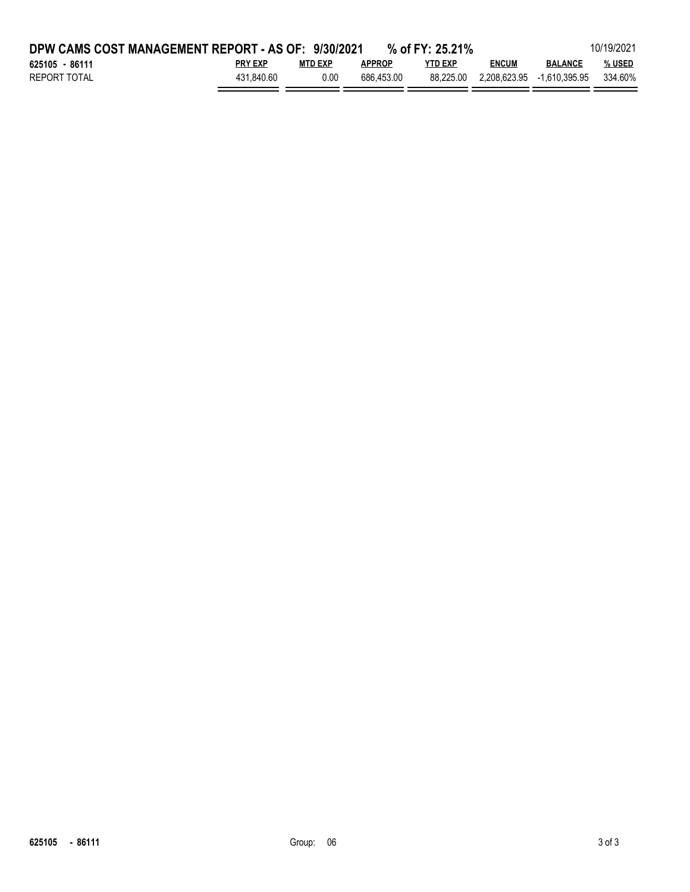# DPW CAMS COST MANAGEMENT REPORT - AS OF: 9/30/2021 % of FY: 25.21%

10/19/2021

| 625105 - 86111 | PRY EXP | MTD EXP | APPROP | YTD EXP | ENCUM | BALANCE | % USED |
|---|---|---|---|---|---|---|---|
| REPORT TOTAL | 431,840.60 | 0.00 | 686,453.00 | 88,225.00 | 2,208,623.95 | -1,610,395.95 | 334.60% |

**625105 - 86111** Group: 06